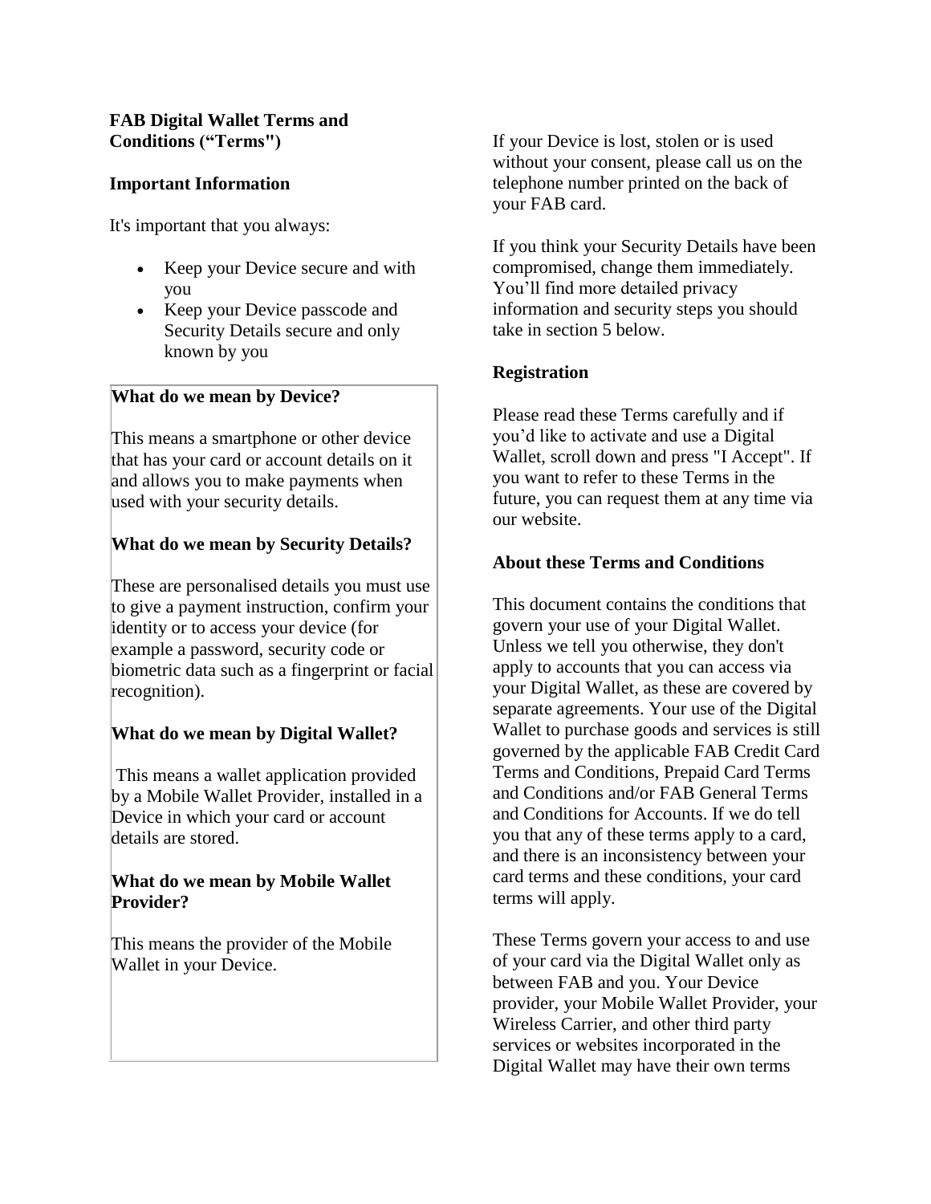**FAB Digital Wallet Terms and Conditions ("Terms")**

**Important Information**

It's important that you always:

- Keep your Device secure and with you
- Keep your Device passcode and Security Details secure and only known by you

**What do we mean by Device?**

This means a smartphone or other device that has your card or account details on it and allows you to make payments when used with your security details.

**What do we mean by Security Details?**

These are personalised details you must use to give a payment instruction, confirm your identity or to access your device (for example a password, security code or biometric data such as a fingerprint or facial recognition).

**What do we mean by Digital Wallet?**

This means a wallet application provided by a Mobile Wallet Provider, installed in a Device in which your card or account details are stored.

**What do we mean by Mobile Wallet Provider?**

This means the provider of the Mobile Wallet in your Device.

If your Device is lost, stolen or is used without your consent, please call us on the telephone number printed on the back of your FAB card.

If you think your Security Details have been compromised, change them immediately. You'll find more detailed privacy information and security steps you should take in section 5 below.

**Registration**

Please read these Terms carefully and if you'd like to activate and use a Digital Wallet, scroll down and press "I Accept". If you want to refer to these Terms in the future, you can request them at any time via our website.

**About these Terms and Conditions**

This document contains the conditions that govern your use of your Digital Wallet. Unless we tell you otherwise, they don't apply to accounts that you can access via your Digital Wallet, as these are covered by separate agreements. Your use of the Digital Wallet to purchase goods and services is still governed by the applicable FAB Credit Card Terms and Conditions, Prepaid Card Terms and Conditions and/or FAB General Terms and Conditions for Accounts. If we do tell you that any of these terms apply to a card, and there is an inconsistency between your card terms and these conditions, your card terms will apply.

These Terms govern your access to and use of your card via the Digital Wallet only as between FAB and you. Your Device provider, your Mobile Wallet Provider, your Wireless Carrier, and other third party services or websites incorporated in the Digital Wallet may have their own terms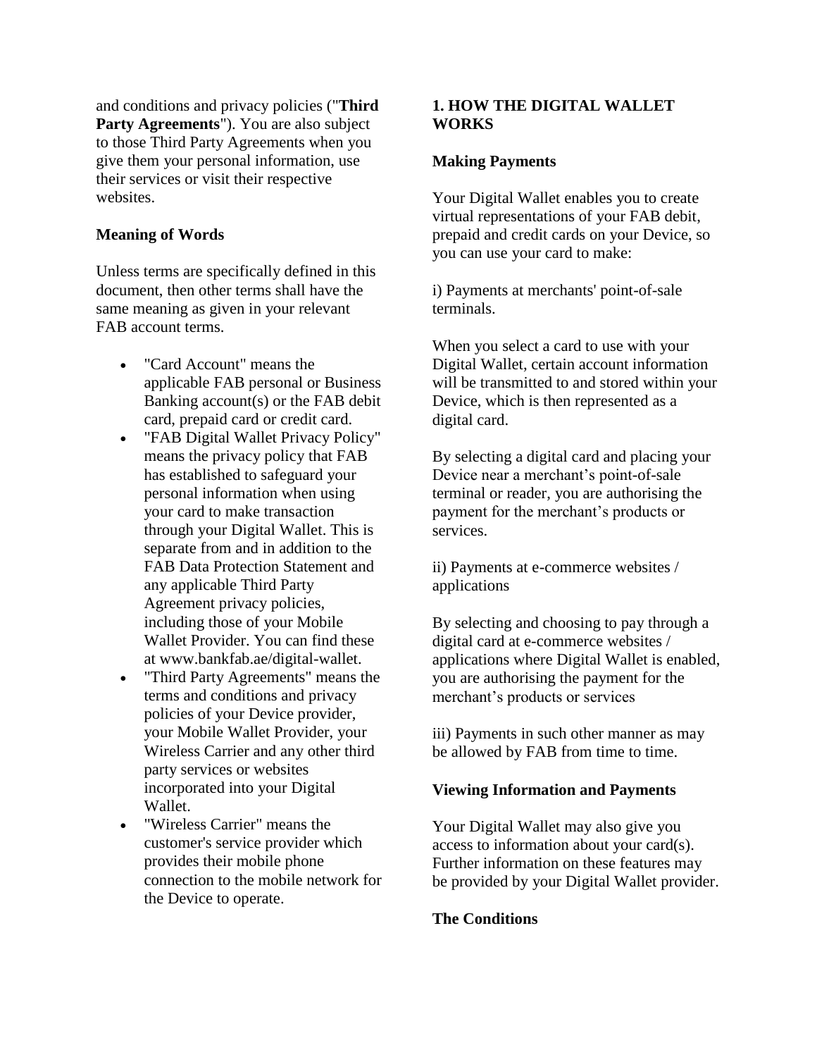and conditions and privacy policies ("**Third Party Agreements**"). You are also subject to those Third Party Agreements when you give them your personal information, use their services or visit their respective websites.

**Meaning of Words**

Unless terms are specifically defined in this document, then other terms shall have the same meaning as given in your relevant FAB account terms.

- "Card Account" means the applicable FAB personal or Business Banking account(s) or the FAB debit card, prepaid card or credit card.
- "FAB Digital Wallet Privacy Policy" means the privacy policy that FAB has established to safeguard your personal information when using your card to make transaction through your Digital Wallet. This is separate from and in addition to the FAB Data Protection Statement and any applicable Third Party Agreement privacy policies, including those of your Mobile Wallet Provider. You can find these at www.bankfab.ae/digital-wallet.
- "Third Party Agreements" means the terms and conditions and privacy policies of your Device provider, your Mobile Wallet Provider, your Wireless Carrier and any other third party services or websites incorporated into your Digital Wallet.
- "Wireless Carrier" means the customer's service provider which provides their mobile phone connection to the mobile network for the Device to operate.

## 1. HOW THE DIGITAL WALLET WORKS

**Making Payments**

Your Digital Wallet enables you to create virtual representations of your FAB debit, prepaid and credit cards on your Device, so you can use your card to make:

i) Payments at merchants' point-of-sale terminals.

When you select a card to use with your Digital Wallet, certain account information will be transmitted to and stored within your Device, which is then represented as a digital card.

By selecting a digital card and placing your Device near a merchant's point-of-sale terminal or reader, you are authorising the payment for the merchant's products or services.

ii) Payments at e-commerce websites / applications

By selecting and choosing to pay through a digital card at e-commerce websites / applications where Digital Wallet is enabled, you are authorising the payment for the merchant's products or services

iii) Payments in such other manner as may be allowed by FAB from time to time.

**Viewing Information and Payments**

Your Digital Wallet may also give you access to information about your card(s). Further information on these features may be provided by your Digital Wallet provider.

**The Conditions**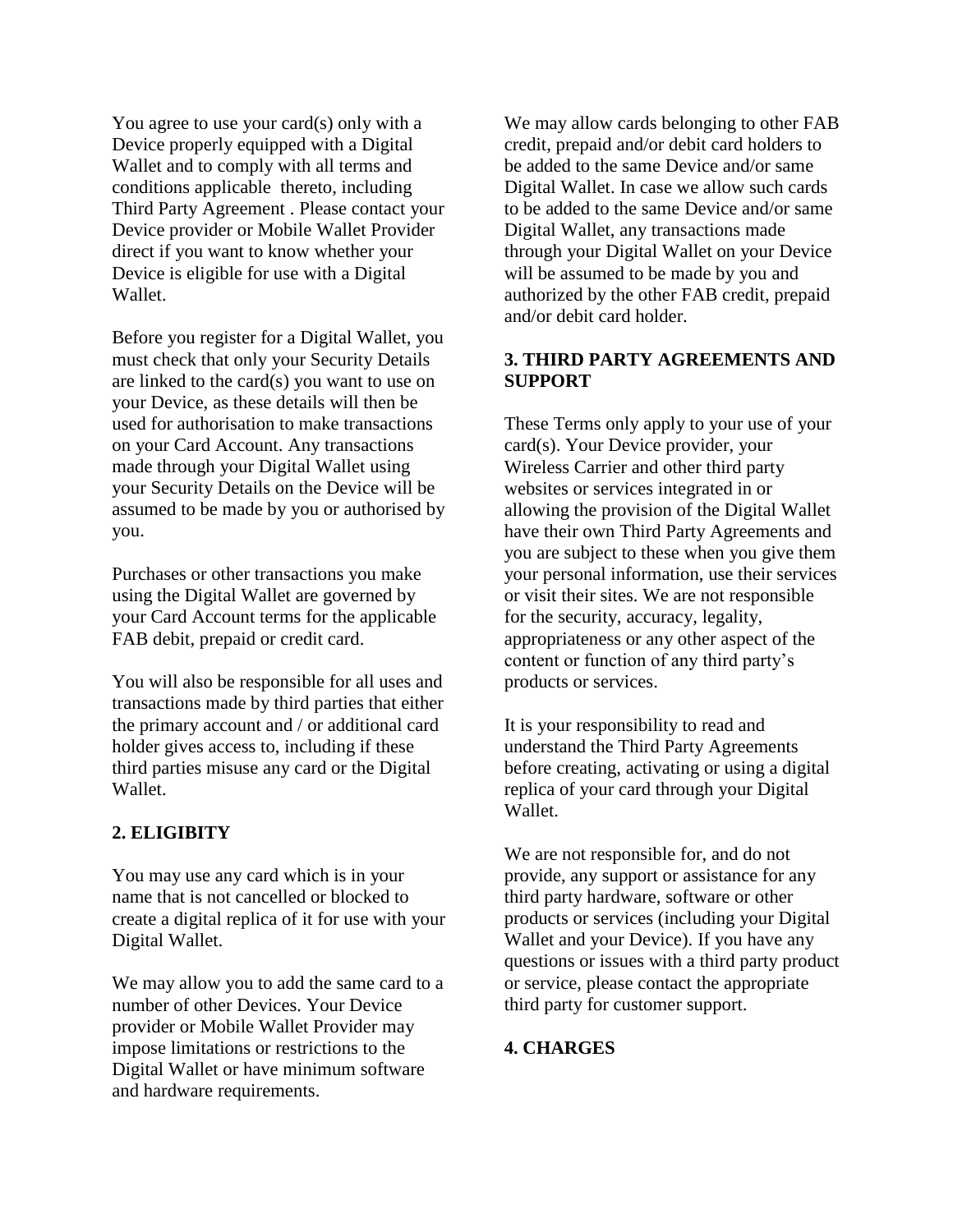You agree to use your card(s) only with a Device properly equipped with a Digital Wallet and to comply with all terms and conditions applicable thereto, including Third Party Agreement . Please contact your Device provider or Mobile Wallet Provider direct if you want to know whether your Device is eligible for use with a Digital Wallet.

Before you register for a Digital Wallet, you must check that only your Security Details are linked to the card(s) you want to use on your Device, as these details will then be used for authorisation to make transactions on your Card Account. Any transactions made through your Digital Wallet using your Security Details on the Device will be assumed to be made by you or authorised by you.

Purchases or other transactions you make using the Digital Wallet are governed by your Card Account terms for the applicable FAB debit, prepaid or credit card.

You will also be responsible for all uses and transactions made by third parties that either the primary account and / or additional card holder gives access to, including if these third parties misuse any card or the Digital Wallet.

## 2. ELIGIBITY

You may use any card which is in your name that is not cancelled or blocked to create a digital replica of it for use with your Digital Wallet.

We may allow you to add the same card to a number of other Devices. Your Device provider or Mobile Wallet Provider may impose limitations or restrictions to the Digital Wallet or have minimum software and hardware requirements.

We may allow cards belonging to other FAB credit, prepaid and/or debit card holders to be added to the same Device and/or same Digital Wallet. In case we allow such cards to be added to the same Device and/or same Digital Wallet, any transactions made through your Digital Wallet on your Device will be assumed to be made by you and authorized by the other FAB credit, prepaid and/or debit card holder.

## 3. THIRD PARTY AGREEMENTS AND SUPPORT

These Terms only apply to your use of your card(s). Your Device provider, your Wireless Carrier and other third party websites or services integrated in or allowing the provision of the Digital Wallet have their own Third Party Agreements and you are subject to these when you give them your personal information, use their services or visit their sites. We are not responsible for the security, accuracy, legality, appropriateness or any other aspect of the content or function of any third party's products or services.

It is your responsibility to read and understand the Third Party Agreements before creating, activating or using a digital replica of your card through your Digital Wallet.

We are not responsible for, and do not provide, any support or assistance for any third party hardware, software or other products or services (including your Digital Wallet and your Device). If you have any questions or issues with a third party product or service, please contact the appropriate third party for customer support.

## 4. CHARGES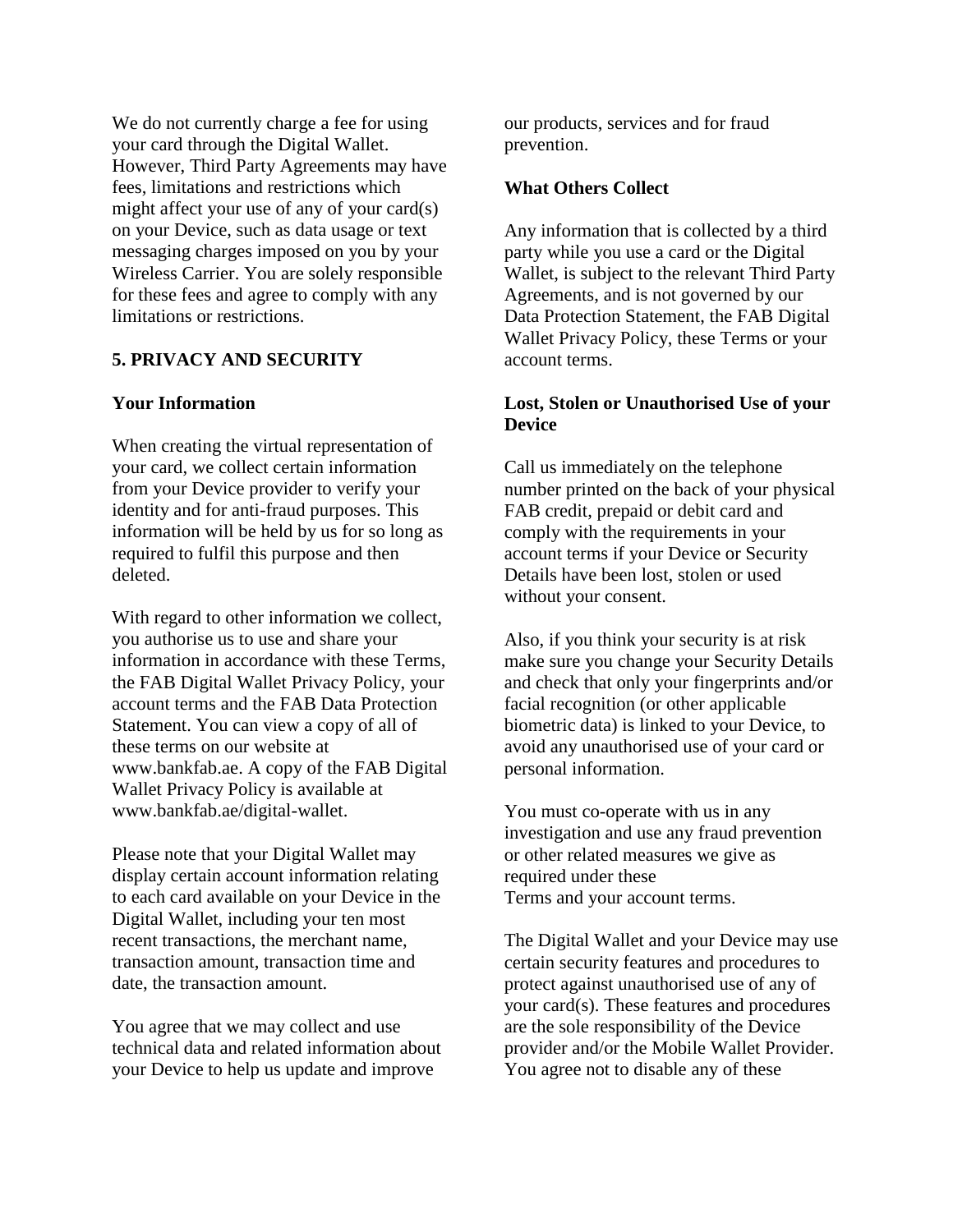We do not currently charge a fee for using your card through the Digital Wallet. However, Third Party Agreements may have fees, limitations and restrictions which might affect your use of any of your card(s) on your Device, such as data usage or text messaging charges imposed on you by your Wireless Carrier. You are solely responsible for these fees and agree to comply with any limitations or restrictions.

## 5. PRIVACY AND SECURITY

### Your Information

When creating the virtual representation of your card, we collect certain information from your Device provider to verify your identity and for anti-fraud purposes. This information will be held by us for so long as required to fulfil this purpose and then deleted.

With regard to other information we collect, you authorise us to use and share your information in accordance with these Terms, the FAB Digital Wallet Privacy Policy, your account terms and the FAB Data Protection Statement. You can view a copy of all of these terms on our website at www.bankfab.ae. A copy of the FAB Digital Wallet Privacy Policy is available at www.bankfab.ae/digital-wallet.

Please note that your Digital Wallet may display certain account information relating to each card available on your Device in the Digital Wallet, including your ten most recent transactions, the merchant name, transaction amount, transaction time and date, the transaction amount.

You agree that we may collect and use technical data and related information about your Device to help us update and improve our products, services and for fraud prevention.

### What Others Collect

Any information that is collected by a third party while you use a card or the Digital Wallet, is subject to the relevant Third Party Agreements, and is not governed by our Data Protection Statement, the FAB Digital Wallet Privacy Policy, these Terms or your account terms.

### Lost, Stolen or Unauthorised Use of your Device

Call us immediately on the telephone number printed on the back of your physical FAB credit, prepaid or debit card and comply with the requirements in your account terms if your Device or Security Details have been lost, stolen or used without your consent.

Also, if you think your security is at risk make sure you change your Security Details and check that only your fingerprints and/or facial recognition (or other applicable biometric data) is linked to your Device, to avoid any unauthorised use of your card or personal information.

You must co-operate with us in any investigation and use any fraud prevention or other related measures we give as required under these Terms and your account terms.

The Digital Wallet and your Device may use certain security features and procedures to protect against unauthorised use of any of your card(s). These features and procedures are the sole responsibility of the Device provider and/or the Mobile Wallet Provider. You agree not to disable any of these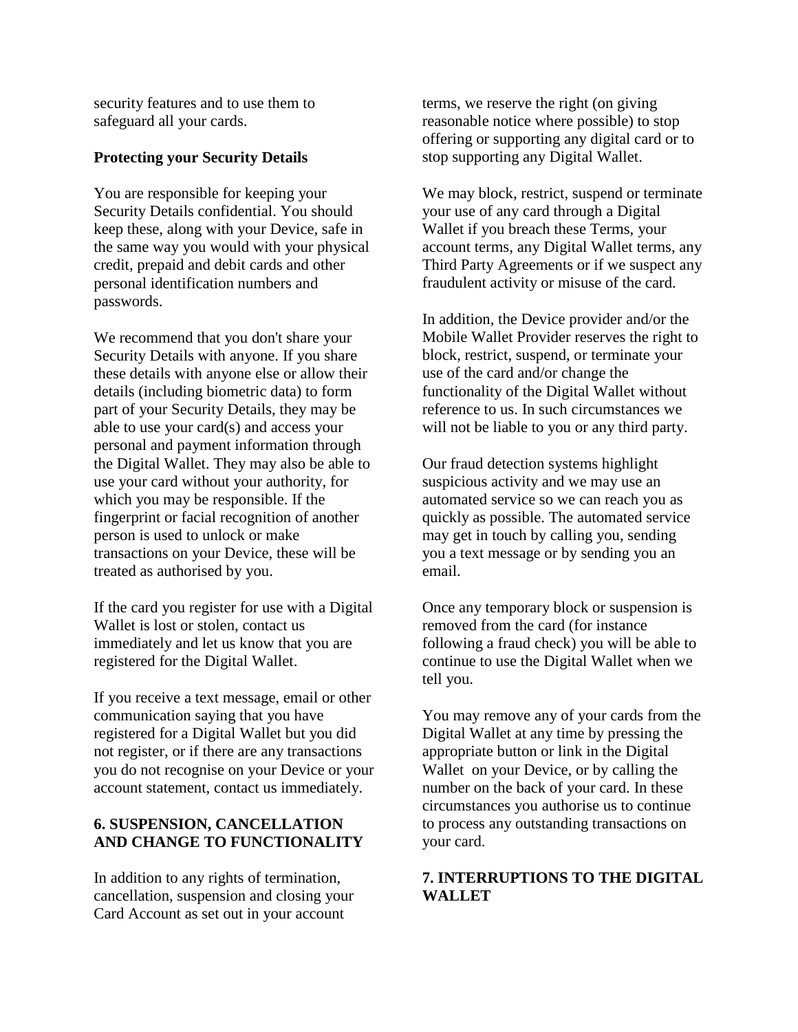security features and to use them to safeguard all your cards.

**Protecting your Security Details**

You are responsible for keeping your Security Details confidential. You should keep these, along with your Device, safe in the same way you would with your physical credit, prepaid and debit cards and other personal identification numbers and passwords.

We recommend that you don't share your Security Details with anyone. If you share these details with anyone else or allow their details (including biometric data) to form part of your Security Details, they may be able to use your card(s) and access your personal and payment information through the Digital Wallet. They may also be able to use your card without your authority, for which you may be responsible. If the fingerprint or facial recognition of another person is used to unlock or make transactions on your Device, these will be treated as authorised by you.

If the card you register for use with a Digital Wallet is lost or stolen, contact us immediately and let us know that you are registered for the Digital Wallet.

If you receive a text message, email or other communication saying that you have registered for a Digital Wallet but you did not register, or if there are any transactions you do not recognise on your Device or your account statement, contact us immediately.

## 6. SUSPENSION, CANCELLATION AND CHANGE TO FUNCTIONALITY

In addition to any rights of termination, cancellation, suspension and closing your Card Account as set out in your account terms, we reserve the right (on giving reasonable notice where possible) to stop offering or supporting any digital card or to stop supporting any Digital Wallet.

We may block, restrict, suspend or terminate your use of any card through a Digital Wallet if you breach these Terms, your account terms, any Digital Wallet terms, any Third Party Agreements or if we suspect any fraudulent activity or misuse of the card.

In addition, the Device provider and/or the Mobile Wallet Provider reserves the right to block, restrict, suspend, or terminate your use of the card and/or change the functionality of the Digital Wallet without reference to us. In such circumstances we will not be liable to you or any third party.

Our fraud detection systems highlight suspicious activity and we may use an automated service so we can reach you as quickly as possible. The automated service may get in touch by calling you, sending you a text message or by sending you an email.

Once any temporary block or suspension is removed from the card (for instance following a fraud check) you will be able to continue to use the Digital Wallet when we tell you.

You may remove any of your cards from the Digital Wallet at any time by pressing the appropriate button or link in the Digital Wallet on your Device, or by calling the number on the back of your card. In these circumstances you authorise us to continue to process any outstanding transactions on your card.

## 7. INTERRUPTIONS TO THE DIGITAL WALLET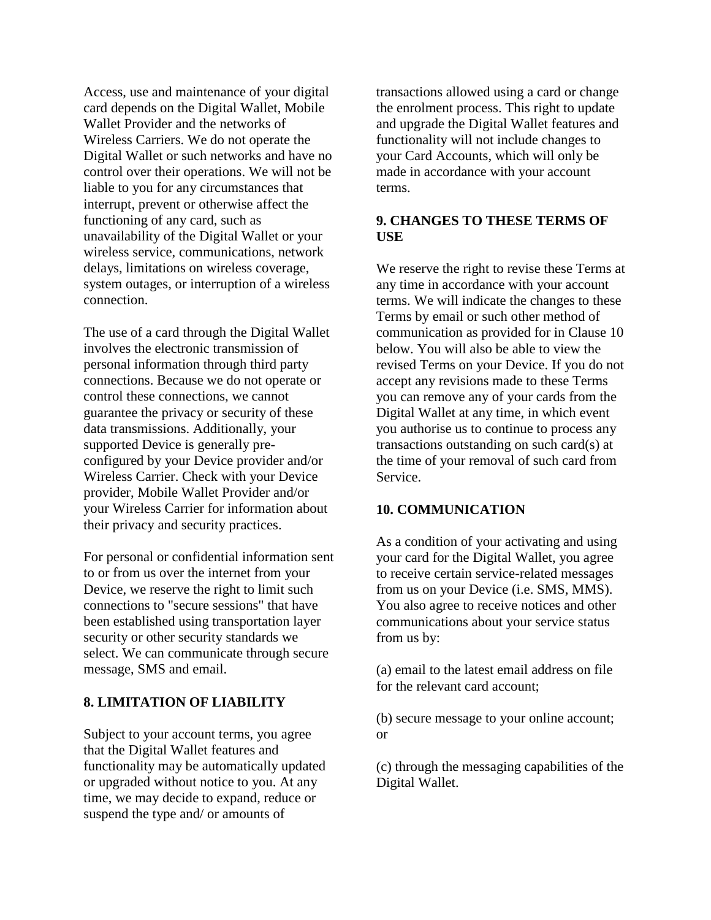Access, use and maintenance of your digital card depends on the Digital Wallet, Mobile Wallet Provider and the networks of Wireless Carriers. We do not operate the Digital Wallet or such networks and have no control over their operations. We will not be liable to you for any circumstances that interrupt, prevent or otherwise affect the functioning of any card, such as unavailability of the Digital Wallet or your wireless service, communications, network delays, limitations on wireless coverage, system outages, or interruption of a wireless connection.

The use of a card through the Digital Wallet involves the electronic transmission of personal information through third party connections. Because we do not operate or control these connections, we cannot guarantee the privacy or security of these data transmissions. Additionally, your supported Device is generally pre-configured by your Device provider and/or Wireless Carrier. Check with your Device provider, Mobile Wallet Provider and/or your Wireless Carrier for information about their privacy and security practices.

For personal or confidential information sent to or from us over the internet from your Device, we reserve the right to limit such connections to "secure sessions" that have been established using transportation layer security or other security standards we select. We can communicate through secure message, SMS and email.

## 8. LIMITATION OF LIABILITY

Subject to your account terms, you agree that the Digital Wallet features and functionality may be automatically updated or upgraded without notice to you. At any time, we may decide to expand, reduce or suspend the type and/ or amounts of transactions allowed using a card or change the enrolment process. This right to update and upgrade the Digital Wallet features and functionality will not include changes to your Card Accounts, which will only be made in accordance with your account terms.

## 9. CHANGES TO THESE TERMS OF USE

We reserve the right to revise these Terms at any time in accordance with your account terms. We will indicate the changes to these Terms by email or such other method of communication as provided for in Clause 10 below. You will also be able to view the revised Terms on your Device. If you do not accept any revisions made to these Terms you can remove any of your cards from the Digital Wallet at any time, in which event you authorise us to continue to process any transactions outstanding on such card(s) at the time of your removal of such card from Service.

## 10. COMMUNICATION

As a condition of your activating and using your card for the Digital Wallet, you agree to receive certain service-related messages from us on your Device (i.e. SMS, MMS). You also agree to receive notices and other communications about your service status from us by:

(a) email to the latest email address on file for the relevant card account;

(b) secure message to your online account; or

(c) through the messaging capabilities of the Digital Wallet.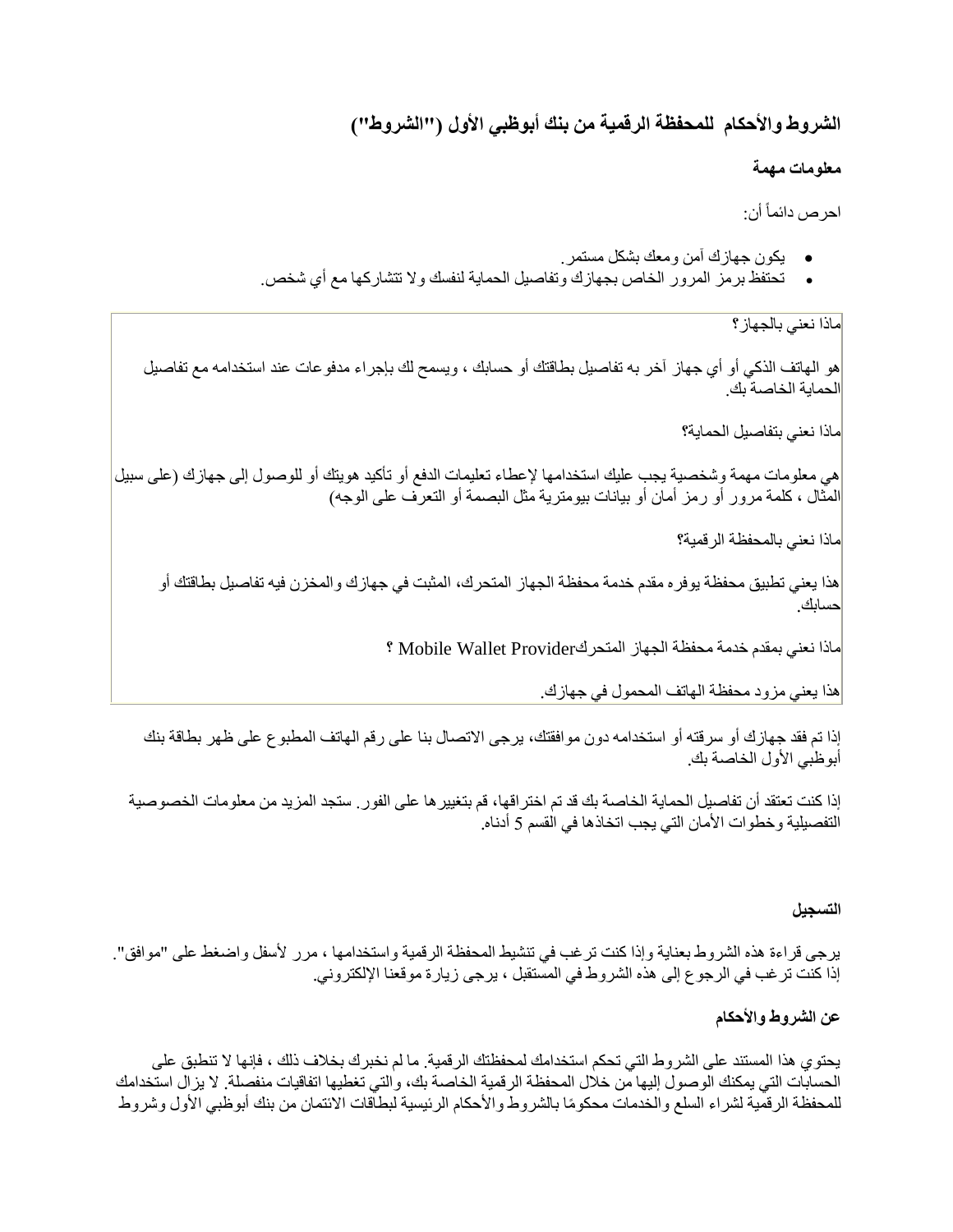## الشروط والأحكام للمحفظة الرقمية من بنك أبوظبي الأول ("الشروط")

### معلومات مهمة

احرص دائماً أن:

- يكون جهازك آمن ومعك بشكل مستمر.
- تحتفظ برمز المرور الخاص بجهازك وتفاصيل الحماية لنفسك ولا تتشاركها مع أي شخص.

ماذا نعني بالجهاز؟

هو الهاتف الذكي أو أي جهاز آخر به تفاصيل بطاقتك أو حسابك ، ويسمح لك بإجراء مدفوعات عند استخدامه مع تفاصيل الحماية الخاصة بك.

ماذا نعني بتفاصيل الحماية؟

هي معلومات مهمة وشخصية يجب عليك استخدامها لإعطاء تعليمات الدفع أو تأكيد هويتك أو للوصول إلى جهازك (على سبيل المثال ، كلمة مرور أو رمز أمان أو بيانات بيومترية مثل البصمة أو التعرف على الوجه)

ماذا نعني بالمحفظة الرقمية؟

هذا يعني تطبيق محفظة يوفره مقدم خدمة محفظة الجهاز المتحرك، المثبت في جهازك والمخزن فيه تفاصيل بطاقتك أو حسابك.

ماذا نعني بمقدم خدمة محفظة الجهاز المتحركMobile Wallet Provider ؟

هذا يعني مزود محفظة الهاتف المحمول في جهازك.

إذا تم فقد جهازك أو سرقته أو استخدامه دون موافقتك، يرجى الاتصال بنا على رقم الهاتف المطبوع على ظهر بطاقة بنك أبوظبي الأول الخاصة بك.

إذا كنت تعتقد أن تفاصيل الحماية الخاصة بك قد تم اختراقها، قم بتغييرها على الفور. ستجد المزيد من معلومات الخصوصية التفصيلية وخطوات الأمان التي يجب اتخاذها في القسم 5 أدناه.

### التسجيل

يرجى قراءة هذه الشروط بعناية وإذا كنت ترغب في تنشيط المحفظة الرقمية واستخدامها ، مرر لأسفل واضغط على "موافق". إذا كنت ترغب في الرجوع إلى هذه الشروط في المستقبل ، يرجى زيارة موقعنا الإلكتروني.

### عن الشروط والأحكام

يحتوي هذا المستند على الشروط التي تحكم استخدامك لمحفظتك الرقمية. ما لم نخبرك بخلاف ذلك ، فإنها لا تنطبق على الحسابات التي يمكنك الوصول إليها من خلال المحفظة الرقمية الخاصة بك، والتي تغطيها اتفاقيات منفصلة. لا يزال استخدامك للمحفظة الرقمية لشراء السلع والخدمات محكومًا بالشروط والأحكام الرئيسية لبطاقات الائتمان من بنك أبوظبي الأول وشروط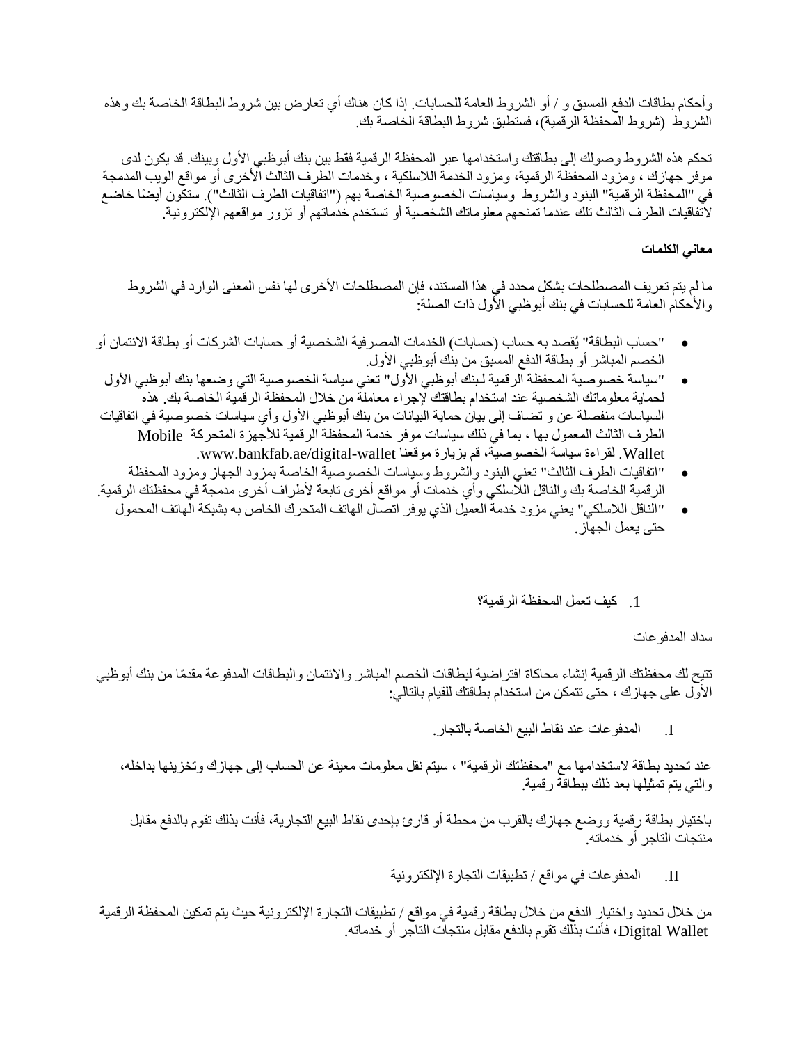وأحكام بطاقات الدفع المسبق و / أو الشروط العامة للحسابات. إذا كان هناك أي تعارض بين شروط البطاقة الخاصة بك وهذه الشروط (شروط المحفظة الرقمية)، فستطبق شروط البطاقة الخاصة بك.

تحكم هذه الشروط وصولك إلى بطاقتك واستخدامها عبر المحفظة الرقمية فقط بين بنك أبوظبي الأول وبينك. قد يكون لدى موفر جهازك ، ومزود المحفظة الرقمية، ومزود الخدمة اللاسلكية ، وخدمات الطرف الثالث الأخرى أو مواقع الويب المدمجة في "المحفظة الرقمية" البنود والشروط وسياسات الخصوصية الخاصة بهم ("اتفاقيات الطرف الثالث"). ستكون أيضًا خاضع لاتفاقيات الطرف الثالث تلك عندما تمنحهم معلوماتك الشخصية أو تستخدم خدماتهم أو تزور مواقعهم الإلكترونية.

**معاني الكلمات**

ما لم يتم تعريف المصطلحات بشكل محدد في هذا المستند، فإن المصطلحات الأخرى لها نفس المعنى الوارد في الشروط والأحكام العامة للحسابات في بنك أبوظبي الأول ذات الصلة:

- "حساب البطاقة" يُقصد به حساب (حسابات) الخدمات المصرفية الشخصية أو حسابات الشركات أو بطاقة الائتمان أو الخصم المباشر أو بطاقة الدفع المسبق من بنك أبوظبي الأول.
- "سياسة خصوصية المحفظة الرقمية لبنك أبوظبي الأول" تعني سياسة الخصوصية التي وضعها بنك أبوظبي الأول لحماية معلوماتك الشخصية عند استخدام بطاقتك لإجراء معاملة من خلال المحفظة الرقمية الخاصة بك. هذه السياسات منفصلة عن و تضاف إلى بيان حماية البيانات من بنك أبوظبي الأول وأي سياسات خصوصية في اتفاقيات الطرف الثالث المعمول بها ، بما في ذلك سياسات موفر خدمة المحفظة الرقمية للأجهزة المتحركة Mobile Wallet. لقراءة سياسة الخصوصية، قم بزيارة موقعنا www.bankfab.ae/digital-wallet.
- "اتفاقيات الطرف الثالث" تعني البنود والشروط وسياسات الخصوصية الخاصة بمزود الجهاز ومزود المحفظة الرقمية الخاصة بك والناقل اللاسلكي وأي خدمات أو مواقع أخرى تابعة لأطراف أخرى مدمجة في محفظتك الرقمية.
- "الناقل اللاسلكي" يعني مزود خدمة العميل الذي يوفر اتصال الهاتف المتحرك الخاص به بشبكة الهاتف المحمول حتى يعمل الجهاز.

1. كيف تعمل المحفظة الرقمية؟

سداد المدفوعات

تتيح لك محفظتك الرقمية إنشاء محاكاة افتراضية لبطاقات الخصم المباشر والائتمان والبطاقات المدفوعة مقدمًا من بنك أبوظبي الأول على جهازك ، حتى تتمكن من استخدام بطاقتك للقيام بالتالي:

I. المدفوعات عند نقاط البيع الخاصة بالتجار.

عند تحديد بطاقة لاستخدامها مع "محفظتك الرقمية" ، سيتم نقل معلومات معينة عن الحساب إلى جهازك وتخزينها بداخله، والتي يتم تمثيلها بعد ذلك ببطاقة رقمية.

باختيار بطاقة رقمية ووضع جهازك بالقرب من محطة أو قارئ بإحدى نقاط البيع التجارية، فأنت بذلك تقوم بالدفع مقابل منتجات التاجر أو خدماته.

II. المدفوعات في مواقع / تطبيقات التجارة الإلكترونية

من خلال تحديد واختيار الدفع من خلال بطاقة رقمية في مواقع / تطبيقات التجارة الإلكترونية حيث يتم تمكين المحفظة الرقمية Digital Wallet، فأنت بذلك تقوم بالدفع مقابل منتجات التاجر أو خدماته.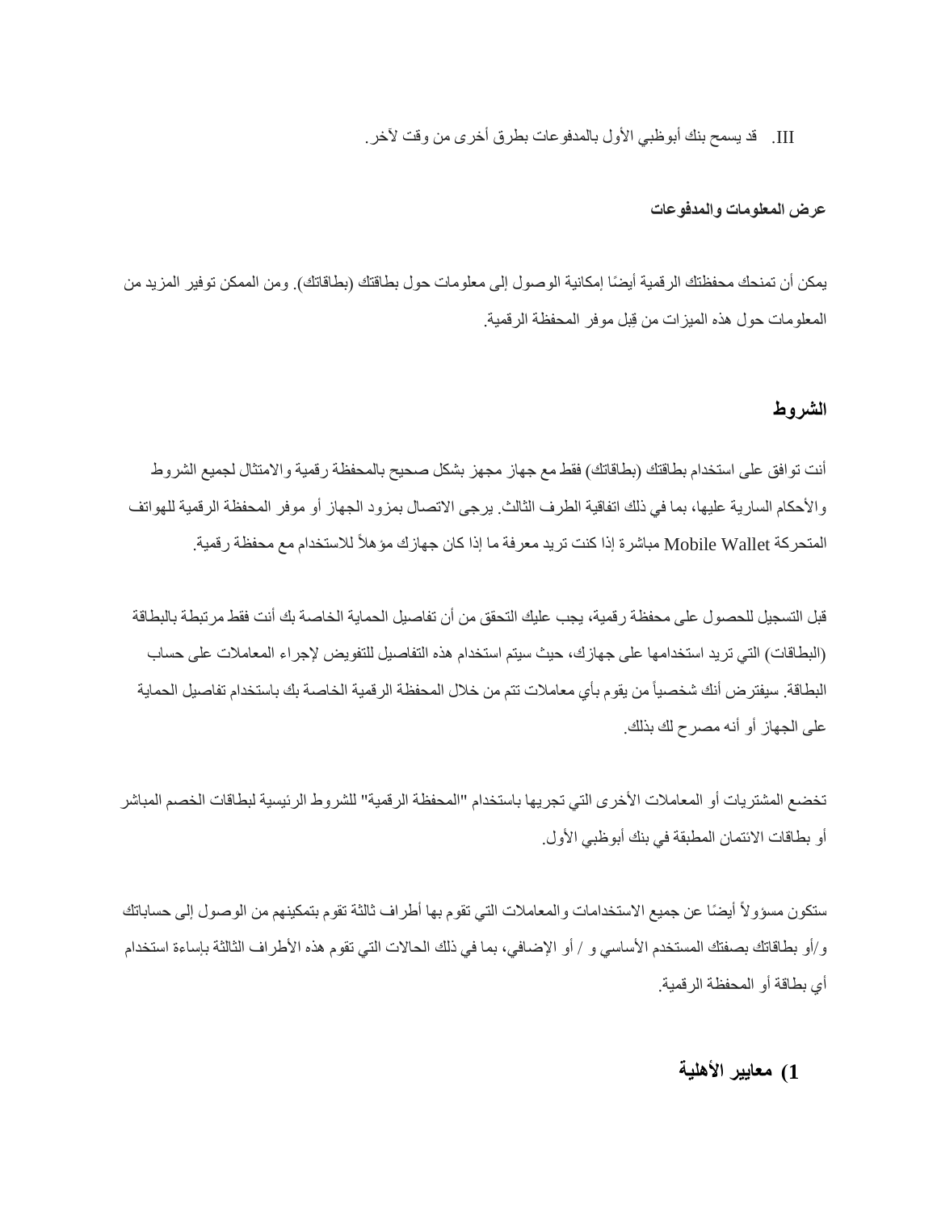III. قد يسمح بنك أبوظبي الأول بالمدفوعات بطرق أخرى من وقت لآخر.

**عرض المعلومات والمدفوعات**

يمكن أن تمنحك محفظتك الرقمية أيضًا إمكانية الوصول إلى معلومات حول بطاقتك (بطاقاتك). ومن الممكن توفير المزيد من المعلومات حول هذه الميزات من قِبل موفر المحفظة الرقمية.

## الشروط

أنت توافق على استخدام بطاقتك (بطاقاتك) فقط مع جهاز مجهز بشكل صحيح بالمحفظة رقمية والامتثال لجميع الشروط والأحكام السارية عليها، بما في ذلك اتفاقية الطرف الثالث. يرجى الاتصال بمزود الجهاز أو موفر المحفظة الرقمية للهواتف المتحركة Mobile Wallet مباشرة إذا كنت تريد معرفة ما إذا كان جهازك مؤهلاً للاستخدام مع محفظة رقمية.

قبل التسجيل للحصول على محفظة رقمية، يجب عليك التحقق من أن تفاصيل الحماية الخاصة بك أنت فقط مرتبطة بالبطاقة (البطاقات) التي تريد استخدامها على جهازك، حيث سيتم استخدام هذه التفاصيل للتفويض لإجراء المعاملات على حساب البطاقة. سيفترض أنك شخصياً من يقوم بأي معاملات تتم من خلال المحفظة الرقمية الخاصة بك باستخدام تفاصيل الحماية على الجهاز أو أنه مصرح لك بذلك.

تخضع المشتريات أو المعاملات الأخرى التي تجريها باستخدام "المحفظة الرقمية" للشروط الرئيسية لبطاقات الخصم المباشر أو بطاقات الائتمان المطبقة في بنك أبوظبي الأول.

ستكون مسؤولاً أيضًا عن جميع الاستخدامات والمعاملات التي تقوم بها أطراف ثالثة تقوم بتمكينهم من الوصول إلى حساباتك و/أو بطاقاتك بصفتك المستخدم الأساسي و / أو الإضافي، بما في ذلك الحالات التي تقوم هذه الأطراف الثالثة بإساءة استخدام أي بطاقة أو المحفظة الرقمية.

### 1) معايير الأهلية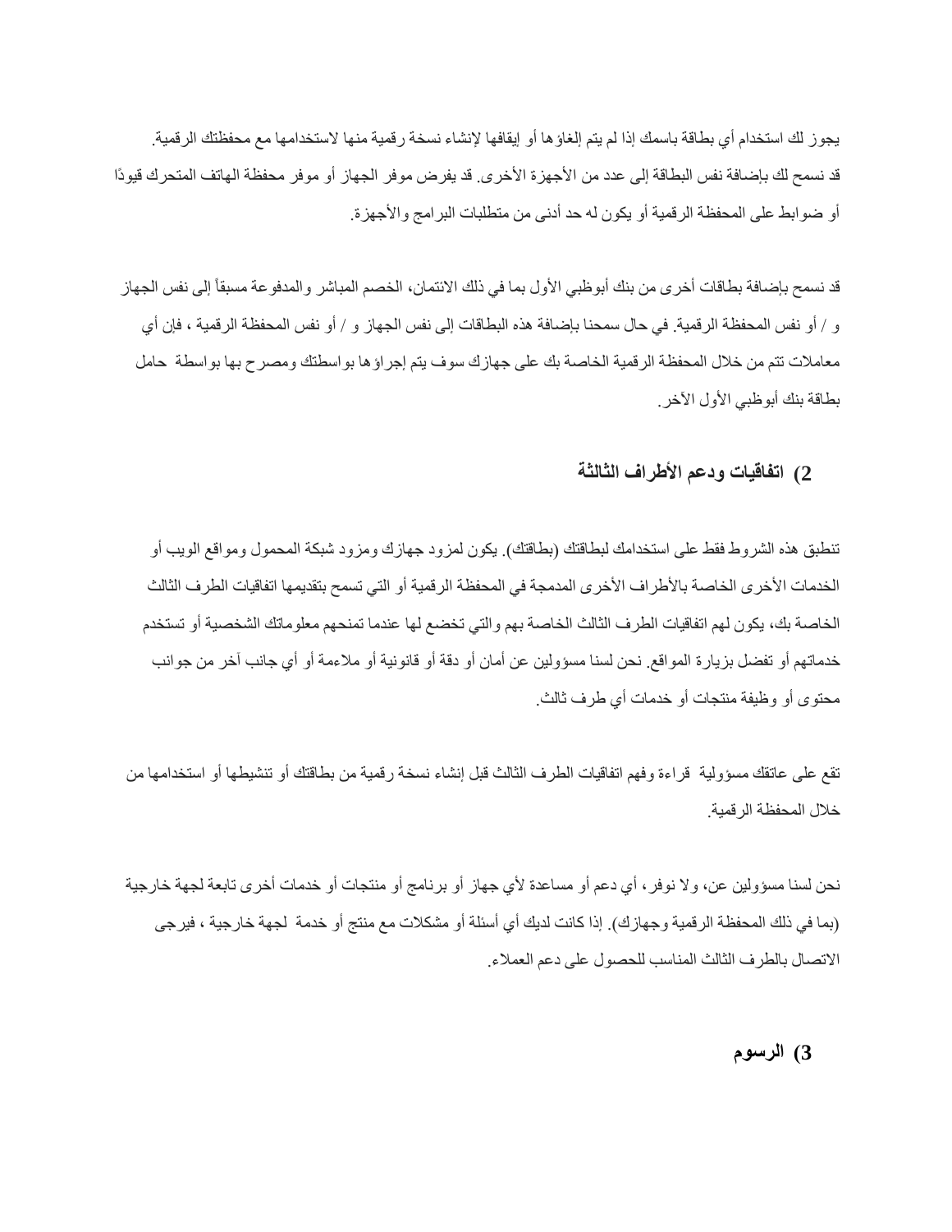يجوز لك استخدام أي بطاقة باسمك إذا لم يتم إلغاؤها أو إيقافها لإنشاء نسخة رقمية منها لاستخدامها مع محفظتك الرقمية. قد نسمح لك بإضافة نفس البطاقة إلى عدد من الأجهزة الأخرى. قد يفرض موفر الجهاز أو موفر محفظة الهاتف المتحرك قيودًا أو ضوابط على المحفظة الرقمية أو يكون له حد أدنى من متطلبات البرامج والأجهزة.

قد نسمح بإضافة بطاقات أخرى من بنك أبوظبي الأول بما في ذلك الائتمان، الخصم المباشر والمدفوعة مسبقاً إلى نفس الجهاز و / أو نفس المحفظة الرقمية. في حال سمحنا بإضافة هذه البطاقات إلى نفس الجهاز و / أو نفس المحفظة الرقمية ، فإن أي معاملات تتم من خلال المحفظة الرقمية الخاصة بك على جهازك سوف يتم إجراؤها بواسطتك ومصرح بها بواسطة حامل بطاقة بنك أبوظبي الأول الآخر.

## 2) اتفاقيات ودعم الأطراف الثالثة

تنطبق هذه الشروط فقط على استخدامك لبطاقتك (بطاقتك). يكون لمزود جهازك ومزود شبكة المحمول ومواقع الويب أو الخدمات الأخرى الخاصة بالأطراف الأخرى المدمجة في المحفظة الرقمية أو التي تسمح بتقديمها اتفاقيات الطرف الثالث الخاصة بك، يكون لهم اتفاقيات الطرف الثالث الخاصة بهم والتي تخضع لها عندما تمنحهم معلوماتك الشخصية أو تستخدم خدماتهم أو تفضل بزيارة المواقع. نحن لسنا مسؤولين عن أمان أو دقة أو قانونية أو ملاءمة أو أي جانب آخر من جوانب محتوى أو وظيفة منتجات أو خدمات أي طرف ثالث.

تقع على عاتقك مسؤولية قراءة وفهم اتفاقيات الطرف الثالث قبل إنشاء نسخة رقمية من بطاقتك أو تنشيطها أو استخدامها من خلال المحفظة الرقمية.

نحن لسنا مسؤولين عن، ولا نوفر، أي دعم أو مساعدة لأي جهاز أو برنامج أو منتجات أو خدمات أخرى تابعة لجهة خارجية (بما في ذلك المحفظة الرقمية وجهازك). إذا كانت لديك أي أسئلة أو مشكلات مع منتج أو خدمة لجهة خارجية ، فيرجى الاتصال بالطرف الثالث المناسب للحصول على دعم العملاء.

## 3) الرسوم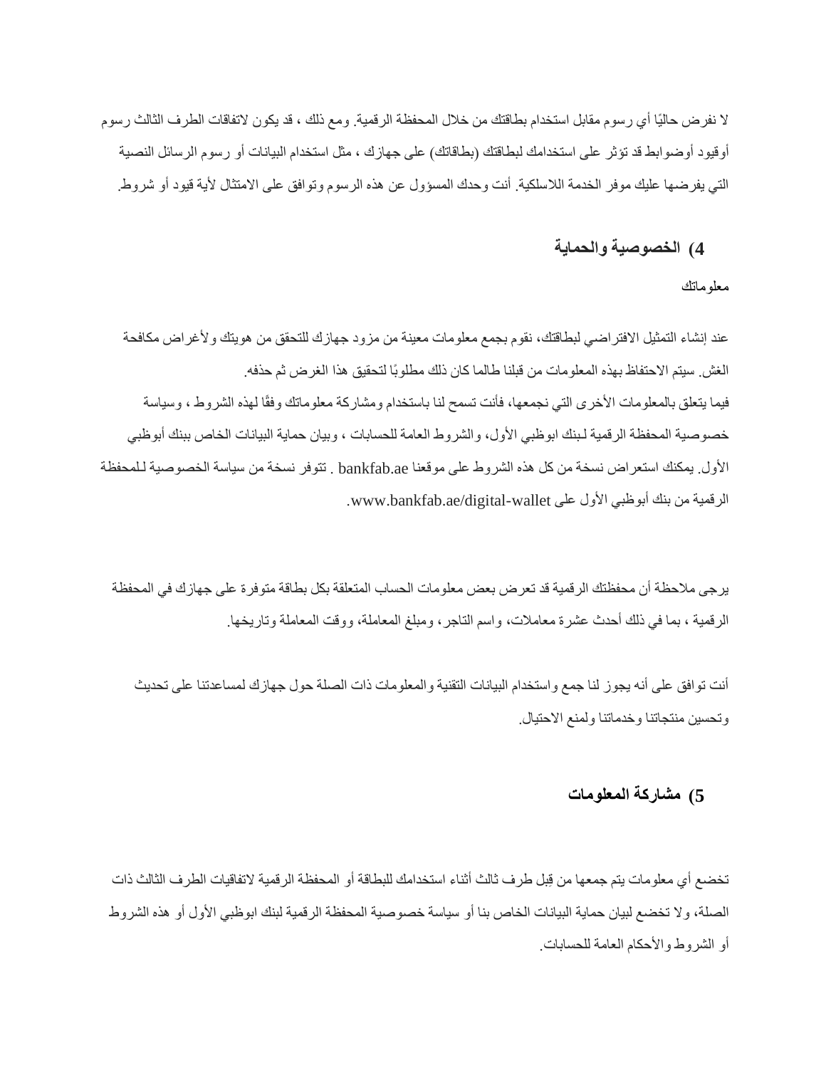لا نفرض حاليًا أي رسوم مقابل استخدام بطاقتك من خلال المحفظة الرقمية. ومع ذلك ، قد يكون لاتفاقات الطرف الثالث رسوم أوقيود أوضوابط قد تؤثر على استخدامك لبطاقتك (بطاقاتك) على جهازك ، مثل استخدام البيانات أو رسوم الرسائل النصية التي يفرضها عليك موفر الخدمة اللاسلكية. أنت وحدك المسؤول عن هذه الرسوم وتوافق على الامتثال لأية قيود أو شروط.

## 4) الخصوصية والحماية

معلوماتك

عند إنشاء التمثيل الافتراضي لبطاقتك، نقوم بجمع معلومات معينة من مزود جهازك للتحقق من هويتك ولأغراض مكافحة الغش. سيتم الاحتفاظ بهذه المعلومات من قبلنا طالما كان ذلك مطلوبًا لتحقيق هذا الغرض ثم حذفه.
فيما يتعلق بالمعلومات الأخرى التي نجمعها، فأنت تسمح لنا باستخدام ومشاركة معلوماتك وفقًا لهذه الشروط ، وسياسة خصوصية المحفظة الرقمية لبنك ابوظبي الأول، والشروط العامة للحسابات ، وبيان حماية البيانات الخاص ببنك أبوظبي الأول. يمكنك استعراض نسخة من كل هذه الشروط على موقعنا bankfab.ae . تتوفر نسخة من سياسة الخصوصية للمحفظة الرقمية من بنك أبوظبي الأول على www.bankfab.ae/digital-wallet.

يرجى ملاحظة أن محفظتك الرقمية قد تعرض بعض معلومات الحساب المتعلقة بكل بطاقة متوفرة على جهازك في المحفظة الرقمية ، بما في ذلك أحدث عشرة معاملات، واسم التاجر، ومبلغ المعاملة، ووقت المعاملة وتاريخها.

أنت توافق على أنه يجوز لنا جمع واستخدام البيانات التقنية والمعلومات ذات الصلة حول جهازك لمساعدتنا على تحديث وتحسين منتجاتنا وخدماتنا ولمنع الاحتيال.

## 5) مشاركة المعلومات

تخضع أي معلومات يتم جمعها من قِبل طرف ثالث أثناء استخدامك للبطاقة أو المحفظة الرقمية لاتفاقيات الطرف الثالث ذات الصلة، ولا تخضع لبيان حماية البيانات الخاص بنا أو سياسة خصوصية المحفظة الرقمية لبنك ابوظبي الأول أو هذه الشروط أو الشروط والأحكام العامة للحسابات.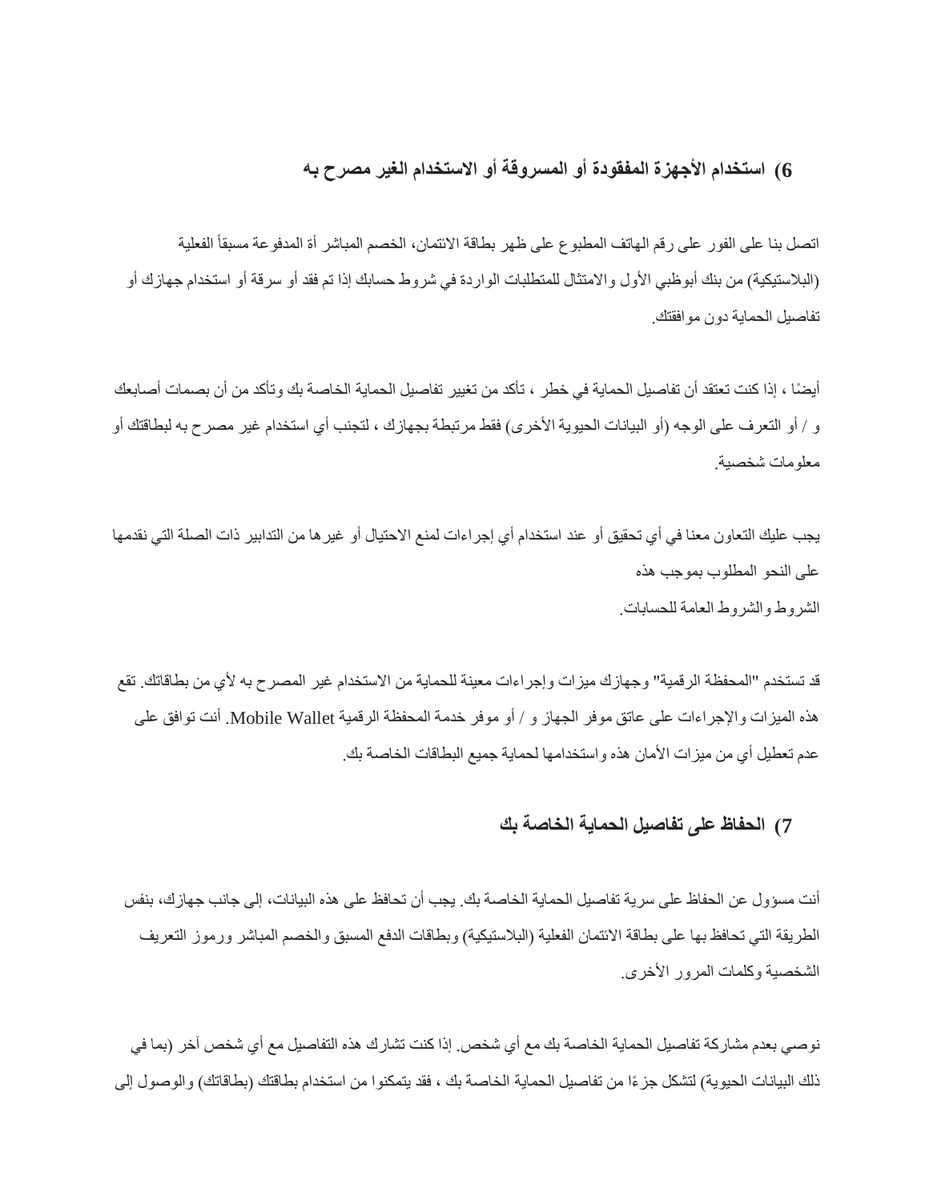## 6) استخدام الأجهزة المفقودة أو المسروقة أو الاستخدام الغير مصرح به

اتصل بنا على الفور على رقم الهاتف المطبوع على ظهر بطاقة الائتمان، الخصم المباشر أة المدفوعة مسبقاً الفعلية (البلاستيكية) من بنك أبوظبي الأول والامتثال للمتطلبات الواردة في شروط حسابك إذا تم فقد أو سرقة أو استخدام جهازك أو تفاصيل الحماية دون موافقتك.

أيضًا ، إذا كنت تعتقد أن تفاصيل الحماية في خطر ، تأكد من تغيير تفاصيل الحماية الخاصة بك وتأكد من أن بصمات أصابعك و / أو التعرف على الوجه (أو البيانات الحيوية الأخرى) فقط مرتبطة بجهازك ، لتجنب أي استخدام غير مصرح به لبطاقتك أو معلومات شخصية.

يجب عليك التعاون معنا في أي تحقيق أو عند استخدام أي إجراءات لمنع الاحتيال أو غيرها من التدابير ذات الصلة التي نقدمها على النحو المطلوب بموجب هذه
الشروط والشروط العامة للحسابات.

قد تستخدم "المحفظة الرقمية" وجهازك ميزات وإجراءات معينة للحماية من الاستخدام غير المصرح به لأي من بطاقاتك. تقع هذه الميزات والإجراءات على عاتق موفر الجهاز و / أو موفر خدمة المحفظة الرقمية Mobile Wallet. أنت توافق على عدم تعطيل أي من ميزات الأمان هذه واستخدامها لحماية جميع البطاقات الخاصة بك.

## 7) الحفاظ على تفاصيل الحماية الخاصة بك

أنت مسؤول عن الحفاظ على سرية تفاصيل الحماية الخاصة بك. يجب أن تحافظ على هذه البيانات، إلى جانب جهازك، بنفس الطريقة التي تحافظ بها على بطاقة الائتمان الفعلية (البلاستيكية) وبطاقات الدفع المسبق والخصم المباشر ورموز التعريف الشخصية وكلمات المرور الأخرى.

نوصي بعدم مشاركة تفاصيل الحماية الخاصة بك مع أي شخص. إذا كنت تشارك هذه التفاصيل مع أي شخص آخر (بما في ذلك البيانات الحيوية) لتشكل جزءًا من تفاصيل الحماية الخاصة بك ، فقد يتمكنوا من استخدام بطاقتك (بطاقاتك) والوصول إلى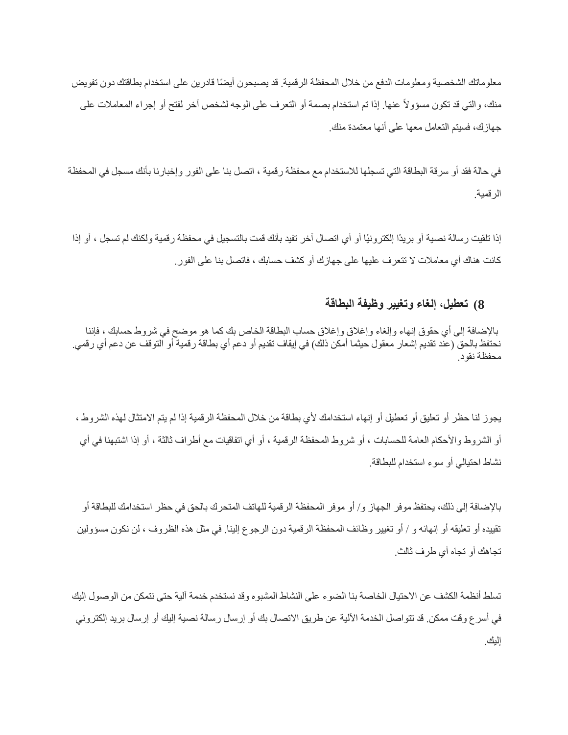معلوماتك الشخصية ومعلومات الدفع من خلال المحفظة الرقمية. قد يصبحون أيضًا قادرين على استخدام بطاقتك دون تفويض منك، والتي قد تكون مسؤولاً عنها. إذا تم استخدام بصمة أو التعرف على الوجه لشخص آخر لفتح أو إجراء المعاملات على جهازك، فسيتم التعامل معها على أنها معتمدة منك.

في حالة فقد أو سرقة البطاقة التي تسجلها للاستخدام مع محفظة رقمية ، اتصل بنا على الفور وإخبارنا بأنك مسجل في المحفظة الرقمية.

إذا تلقيت رسالة نصية أو بريدًا إلكترونيًا أو أي اتصال آخر تفيد بأنك قمت بالتسجيل في محفظة رقمية ولكنك لم تسجل ، أو إذا كانت هناك أي معاملات لا تتعرف عليها على جهازك أو كشف حسابك ، فاتصل بنا على الفور.

## 8) تعطيل، إلغاء وتغيير وظيفة البطاقة

بالإضافة إلى أي حقوق إنهاء وإلغاء وإغلاق حساب البطاقة الخاص بك كما هو موضح في شروط حسابك ، فإننا نحتفظ بالحق (عند تقديم إشعار معقول حيثما أمكن ذلك) في إيقاف تقديم أو دعم أي بطاقة رقمية أو التوقف عن دعم أي رقمي. محفظة نقود.

يجوز لنا حظر أو تعليق أو تعطيل أو إنهاء استخدامك لأي بطاقة من خلال المحفظة الرقمية إذا لم يتم الامتثال لهذه الشروط ، أو الشروط والأحكام العامة للحسابات ، أو شروط المحفظة الرقمية ، أو أي اتفاقيات مع أطراف ثالثة ، أو إذا اشتبهنا في أي نشاط احتيالي أو سوء استخدام للبطاقة.

بالإضافة إلى ذلك، يحتفظ موفر الجهاز و/ أو موفر المحفظة الرقمية للهاتف المتحرك بالحق في حظر استخدامك للبطاقة أو تقييده أو تعليقه أو إنهائه و / أو تغيير وظائف المحفظة الرقمية دون الرجوع إلينا. في مثل هذه الظروف ، لن نكون مسؤولين تجاهك أو تجاه أي طرف ثالث.

تسلط أنظمة الكشف عن الاحتيال الخاصة بنا الضوء على النشاط المشبوه وقد نستخدم خدمة آلية حتى نتمكن من الوصول إليك في أسرع وقت ممكن. قد تتواصل الخدمة الآلية عن طريق الاتصال بك أو إرسال رسالة نصية إليك أو إرسال بريد إلكتروني إليك.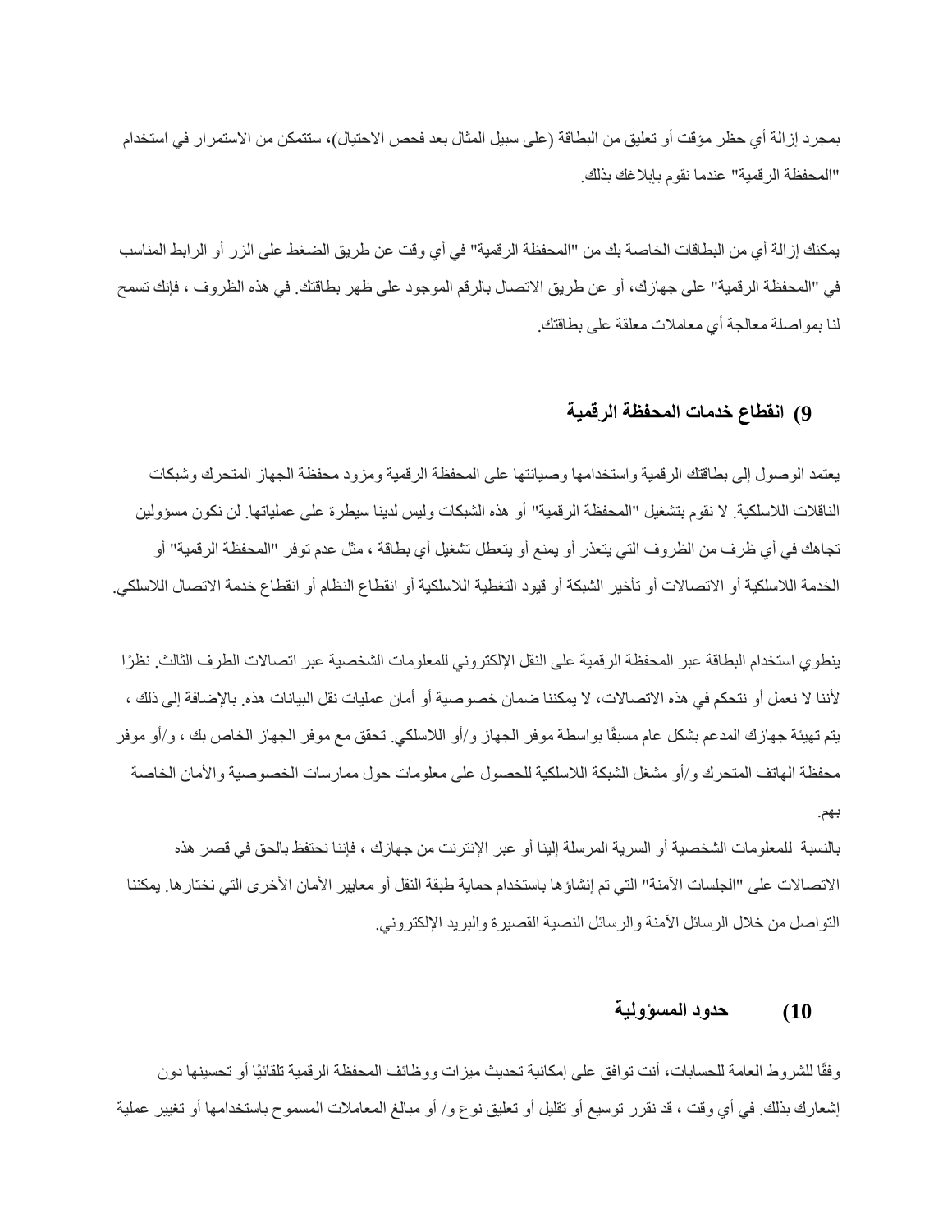بمجرد إزالة أي حظر مؤقت أو تعليق من البطاقة (على سبيل المثال بعد فحص الاحتيال)، ستتمكن من الاستمرار في استخدام "المحفظة الرقمية" عندما نقوم بإبلاغك بذلك.

يمكنك إزالة أي من البطاقات الخاصة بك من "المحفظة الرقمية" في أي وقت عن طريق الضغط على الزر أو الرابط المناسب في "المحفظة الرقمية" على جهازك، أو عن طريق الاتصال بالرقم الموجود على ظهر بطاقتك. في هذه الظروف ، فإنك تسمح لنا بمواصلة معالجة أي معاملات معلقة على بطاقتك.

## 9) انقطاع خدمات المحفظة الرقمية

يعتمد الوصول إلى بطاقتك الرقمية واستخدامها وصيانتها على المحفظة الرقمية ومزود محفظة الجهاز المتحرك وشبكات الناقلات اللاسلكية. لا نقوم بتشغيل "المحفظة الرقمية" أو هذه الشبكات وليس لدينا سيطرة على عملياتها. لن نكون مسؤولين تجاهك في أي ظرف من الظروف التي يتعذر أو يمنع أو يتعطل تشغيل أي بطاقة ، مثل عدم توفر "المحفظة الرقمية" أو الخدمة اللاسلكية أو الاتصالات أو تأخير الشبكة أو قيود التغطية اللاسلكية أو انقطاع النظام أو انقطاع خدمة الاتصال اللاسلكي.

ينطوي استخدام البطاقة عبر المحفظة الرقمية على النقل الإلكتروني للمعلومات الشخصية عبر اتصالات الطرف الثالث. نظرًا لأننا لا نعمل أو نتحكم في هذه الاتصالات، لا يمكننا ضمان خصوصية أو أمان عمليات نقل البيانات هذه. بالإضافة إلى ذلك ، يتم تهيئة جهازك المدعم بشكل عام مسبقًا بواسطة موفر الجهاز و/أو اللاسلكي. تحقق مع موفر الجهاز الخاص بك ، و/أو موفر محفظة الهاتف المتحرك و/أو مشغل الشبكة اللاسلكية للحصول على معلومات حول ممارسات الخصوصية والأمان الخاصة بهم.
بالنسبة للمعلومات الشخصية أو السرية المرسلة إلينا أو عبر الإنترنت من جهازك ، فإننا نحتفظ بالحق في قصر هذه الاتصالات على "الجلسات الآمنة" التي تم إنشاؤها باستخدام حماية طبقة النقل أو معايير الأمان الأخرى التي نختارها. يمكننا التواصل من خلال الرسائل الآمنة والرسائل النصية القصيرة والبريد الإلكتروني.

## 10) حدود المسؤولية

وفقًا للشروط العامة للحسابات، أنت توافق على إمكانية تحديث ميزات ووظائف المحفظة الرقمية تلقائيًا أو تحسينها دون إشعارك بذلك. في أي وقت ، قد نقرر توسيع أو تقليل أو تعليق نوع و/ أو مبالغ المعاملات المسموح باستخدامها أو تغيير عملية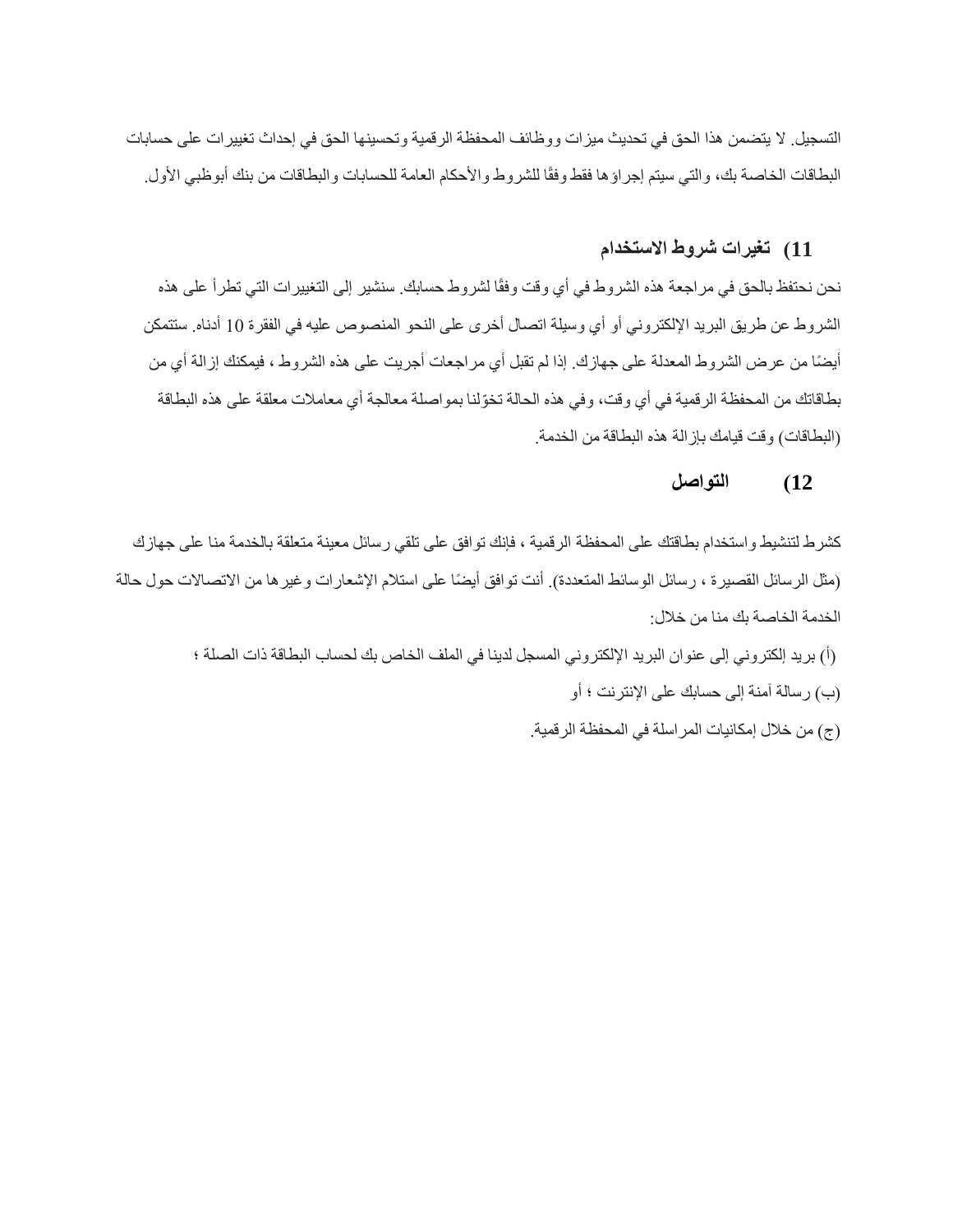التسجيل. لا يتضمن هذا الحق في تحديث ميزات ووظائف المحفظة الرقمية وتحسينها الحق في إحداث تغييرات على حسابات البطاقات الخاصة بك، والتي سيتم إجراؤها فقط وفقًا للشروط والأحكام العامة للحسابات والبطاقات من بنك أبوظبي الأول.

## 11) تغيرات شروط الاستخدام

نحن نحتفظ بالحق في مراجعة هذه الشروط في أي وقت وفقًا لشروط حسابك. سنشير إلى التغييرات التي تطرأ على هذه الشروط عن طريق البريد الإلكتروني أو أي وسيلة اتصال أخرى على النحو المنصوص عليه في الفقرة 10 أدناه. ستتمكن أيضًا من عرض الشروط المعدلة على جهازك. إذا لم تقبل أي مراجعات أجريت على هذه الشروط ، فيمكنك إزالة أي من بطاقاتك من المحفظة الرقمية في أي وقت، وفي هذه الحالة تخوّلنا بمواصلة معالجة أي معاملات معلقة على هذه البطاقة (البطاقات) وقت قيامك بإزالة هذه البطاقة من الخدمة.

## 12) التواصل

كشرط لتنشيط واستخدام بطاقتك على المحفظة الرقمية ، فإنك توافق على تلقي رسائل معينة متعلقة بالخدمة منا على جهازك (مثل الرسائل القصيرة ، رسائل الوسائط المتعددة). أنت توافق أيضًا على استلام الإشعارات وغيرها من الاتصالات حول حالة الخدمة الخاصة بك منا من خلال:

(أ) بريد إلكتروني إلى عنوان البريد الإلكتروني المسجل لدينا في الملف الخاص بك لحساب البطاقة ذات الصلة ؛

(ب) رسالة آمنة إلى حسابك على الإنترنت ؛ أو

(ج) من خلال إمكانيات المراسلة في المحفظة الرقمية.